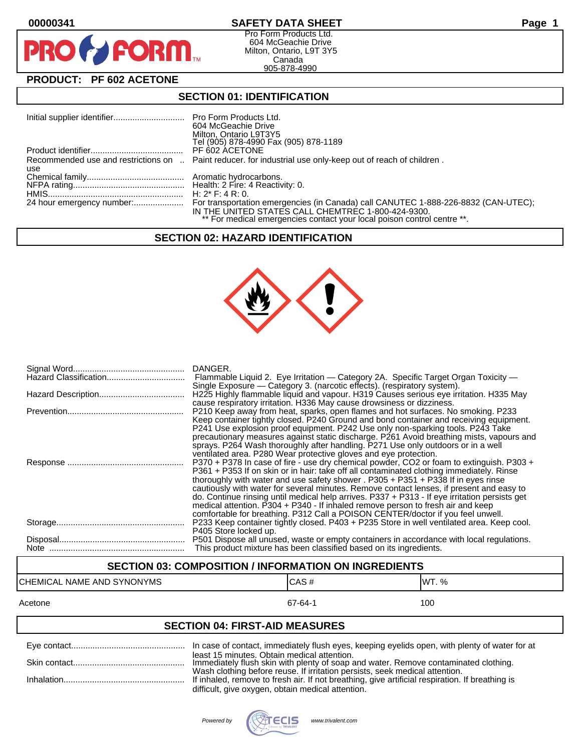00000341

# SAFETY DATA SHEET

Pro Form Products Ltd.
604 McGeachie Drive
Milton, Ontario, L9T 3Y5
Canada
905-878-4990

**PRODUCT: PF 602 ACETONE**

## SECTION 01: IDENTIFICATION

| | |
|---|---|
| Initial supplier identifier | Pro Form Products Ltd.<br>604 McGeachie Drive<br>Milton, Ontario L9T3Y5<br>Tel (905) 878-4990 Fax (905) 878-1189 |
| Product identifier | PF 602 ACETONE |
| Recommended use and restrictions on use | Paint reducer. for industrial use only-keep out of reach of children . |
| Chemical family | Aromatic hydrocarbons. |
| NFPA rating | Health: 2 Fire: 4 Reactivity: 0. |
| HMIS | H: 2* F: 4 R: 0. |
| 24 hour emergency number: | For transportation emergencies (in Canada) call CANUTEC 1-888-226-8832 (CAN-UTEC); IN THE UNITED STATES CALL CHEMTREC 1-800-424-9300.<br>** For medical emergencies contact your local poison control centre **. |

## SECTION 02: HAZARD IDENTIFICATION

| | |
|---|---|
| Signal Word | DANGER. |
| Hazard Classification | Flammable Liquid 2. Eye Irritation — Category 2A. Specific Target Organ Toxicity — Single Exposure — Category 3. (narcotic effects). (respiratory system). |
| Hazard Description | H225 Highly flammable liquid and vapour. H319 Causes serious eye irritation. H335 May cause respiratory irritation. H336 May cause drowsiness or dizziness. |
| Prevention | P210 Keep away from heat, sparks, open flames and hot surfaces. No smoking. P233 Keep container tightly closed. P240 Ground and bond container and receiving equipment. P241 Use explosion proof equipment. P242 Use only non-sparking tools. P243 Take precautionary measures against static discharge. P261 Avoid breathing mists, vapours and sprays. P264 Wash thoroughly after handling. P271 Use only outdoors or in a well ventilated area. P280 Wear protective gloves and eye protection. |
| Response | P370 + P378 In case of fire - use dry chemical powder, CO2 or foam to extinguish. P303 + P361 + P353 If on skin or in hair: take off all contaminated clothing immediately. Rinse thoroughly with water and use safety shower . P305 + P351 + P338 If in eyes rinse cautiously with water for several minutes. Remove contact lenses, if present and easy to do. Continue rinsing until medical help arrives. P337 + P313 - If eye irritation persists get medical attention. P304 + P340 - If inhaled remove person to fresh air and keep comfortable for breathing. P312 Call a POISON CENTER/doctor if you feel unwell. |
| Storage | P233 Keep container tightly closed. P403 + P235 Store in well ventilated area. Keep cool. P405 Store locked up. |
| Disposal | P501 Dispose all unused, waste or empty containers in accordance with local regulations. |
| Note | This product mixture has been classified based on its ingredients. |

## SECTION 03: COMPOSITION / INFORMATION ON INGREDIENTS

| CHEMICAL NAME AND SYNONYMS | CAS # | WT. % |
|---|---|---|
| Acetone | 67-64-1 | 100 |

## SECTION 04: FIRST-AID MEASURES

| | |
|---|---|
| Eye contact | In case of contact, immediately flush eyes, keeping eyelids open, with plenty of water for at least 15 minutes. Obtain medical attention. |
| Skin contact | Immediately flush skin with plenty of soap and water. Remove contaminated clothing. Wash clothing before reuse. If irritation persists, seek medical attention. |
| Inhalation | If inhaled, remove to fresh air. If not breathing, give artificial respiration. If breathing is difficult, give oxygen, obtain medical attention. |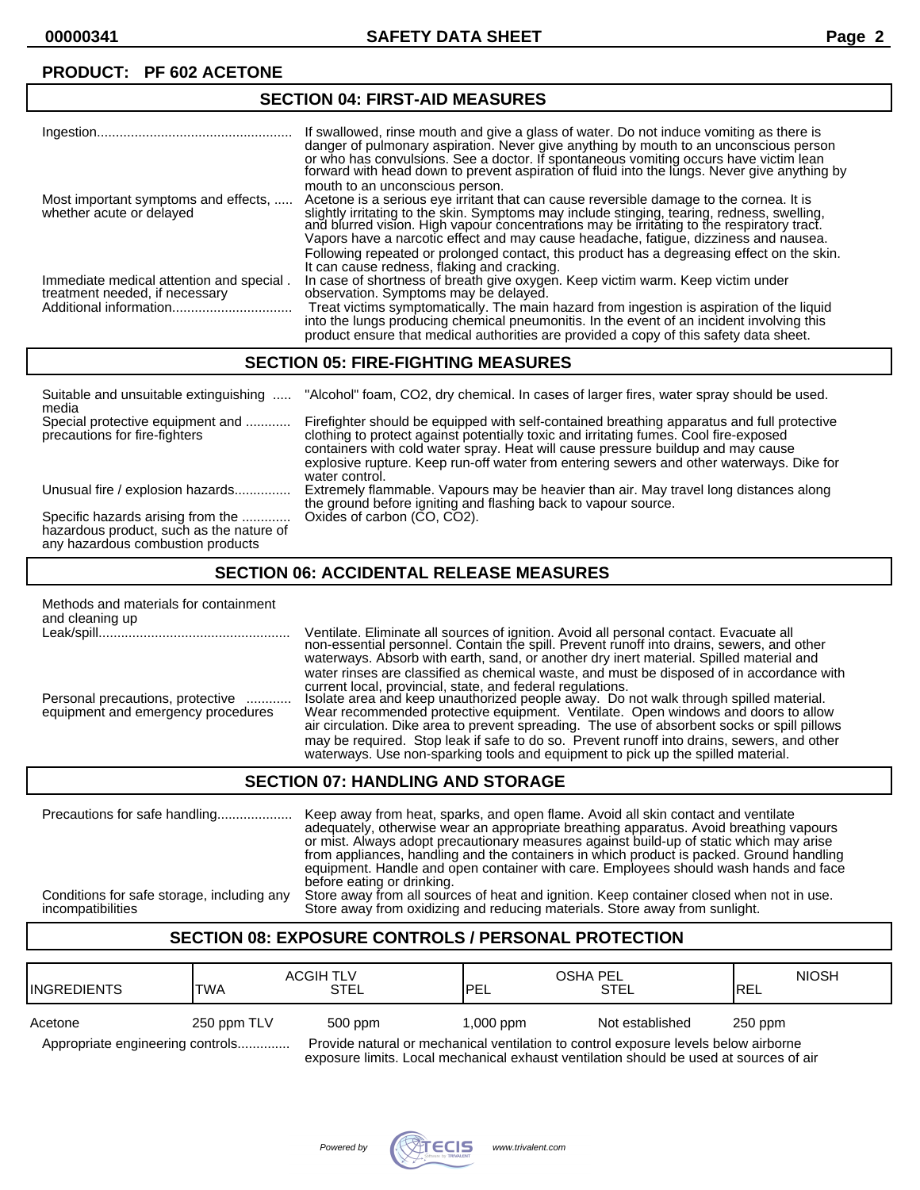**PRODUCT: PF 602 ACETONE**

## SECTION 04: FIRST-AID MEASURES

**Ingestion**: If swallowed, rinse mouth and give a glass of water. Do not induce vomiting as there is danger of pulmonary aspiration. Never give anything by mouth to an unconscious person or who has convulsions. See a doctor. If spontaneous vomiting occurs have victim lean forward with head down to prevent aspiration of fluid into the lungs. Never give anything by mouth to an unconscious person.

**Most important symptoms and effects, whether acute or delayed**: Acetone is a serious eye irritant that can cause reversible damage to the cornea. It is slightly irritating to the skin. Symptoms may include stinging, tearing, redness, swelling, and blurred vision. High vapour concentrations may be irritating to the respiratory tract. Vapors have a narcotic effect and may cause headache, fatigue, dizziness and nausea. Following repeated or prolonged contact, this product has a degreasing effect on the skin. It can cause redness, flaking and cracking.

**Immediate medical attention and special treatment needed, if necessary**: In case of shortness of breath give oxygen. Keep victim warm. Keep victim under observation. Symptoms may be delayed.

**Additional information**: Treat victims symptomatically. The main hazard from ingestion is aspiration of the liquid into the lungs producing chemical pneumonitis. In the event of an incident involving this product ensure that medical authorities are provided a copy of this safety data sheet.

## SECTION 05: FIRE-FIGHTING MEASURES

**Suitable and unsuitable extinguishing media**: "Alcohol" foam, $CO_2$, dry chemical. In cases of larger fires, water spray should be used.

**Special protective equipment and precautions for fire-fighters**: Firefighter should be equipped with self-contained breathing apparatus and full protective clothing to protect against potentially toxic and irritating fumes. Cool fire-exposed containers with cold water spray. Heat will cause pressure buildup and may cause explosive rupture. Keep run-off water from entering sewers and other waterways. Dike for water control.

**Unusual fire / explosion hazards**: Extremely flammable. Vapours may be heavier than air. May travel long distances along the ground before igniting and flashing back to vapour source.

**Specific hazards arising from the hazardous product, such as the nature of any hazardous combustion products**: Oxides of carbon (CO, $CO_2$).

## SECTION 06: ACCIDENTAL RELEASE MEASURES

**Methods and materials for containment and cleaning up**

**Leak/spill**: Ventilate. Eliminate all sources of ignition. Avoid all personal contact. Evacuate all non-essential personnel. Contain the spill. Prevent runoff into drains, sewers, and other waterways. Absorb with earth, sand, or another dry inert material. Spilled material and water rinses are classified as chemical waste, and must be disposed of in accordance with current local, provincial, state, and federal regulations.

**Personal precautions, protective equipment and emergency procedures**: Isolate area and keep unauthorized people away. Do not walk through spilled material. Wear recommended protective equipment. Ventilate. Open windows and doors to allow air circulation. Dike area to prevent spreading. The use of absorbent socks or spill pillows may be required. Stop leak if safe to do so. Prevent runoff into drains, sewers, and other waterways. Use non-sparking tools and equipment to pick up the spilled material.

## SECTION 07: HANDLING AND STORAGE

**Precautions for safe handling**: Keep away from heat, sparks, and open flame. Avoid all skin contact and ventilate adequately, otherwise wear an appropriate breathing apparatus. Avoid breathing vapours or mist. Always adopt precautionary measures against build-up of static which may arise from appliances, handling and the containers in which product is packed. Ground handling equipment. Handle and open container with care. Employees should wash hands and face before eating or drinking.

**Conditions for safe storage, including any incompatibilities**: Store away from all sources of heat and ignition. Keep container closed when not in use. Store away from oxidizing and reducing materials. Store away from sunlight.

## SECTION 08: EXPOSURE CONTROLS / PERSONAL PROTECTION

| INGREDIENTS | ACGIH TLV TWA | ACGIH TLV STEL | OSHA PEL PEL | OSHA PEL STEL | NIOSH REL |
|---|---|---|---|---|---|
| Acetone | 250 ppm TLV | 500 ppm | 1,000 ppm | Not established | 250 ppm |

**Appropriate engineering controls**: Provide natural or mechanical ventilation to control exposure levels below airborne exposure limits. Local mechanical exhaust ventilation should be used at sources of air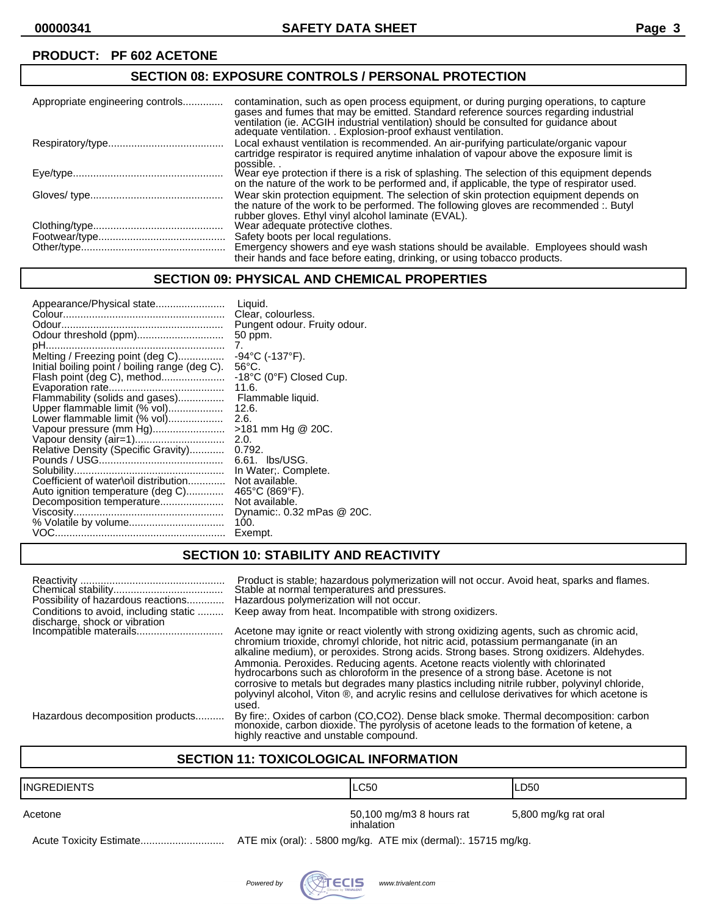**PRODUCT: PF 602 ACETONE**

## SECTION 08: EXPOSURE CONTROLS / PERSONAL PROTECTION

| | |
|---|---|
| Appropriate engineering controls............. | contamination, such as open process equipment, or during purging operations, to capture gases and fumes that may be emitted. Standard reference sources regarding industrial ventilation (ie. ACGIH industrial ventilation) should be consulted for guidance about adequate ventilation. . Explosion-proof exhaust ventilation. |
| Respiratory/type........................................ | Local exhaust ventilation is recommended. An air-purifying particulate/organic vapour cartridge respirator is required anytime inhalation of vapour above the exposure limit is possible. . |
| Eye/type.................................................... | Wear eye protection if there is a risk of splashing. The selection of this equipment depends on the nature of the work to be performed and, if applicable, the type of respirator used. |
| Gloves/ type.............................................. | Wear skin protection equipment. The selection of skin protection equipment depends on the nature of the work to be performed. The following gloves are recommended :. Butyl rubber gloves. Ethyl vinyl alcohol laminate (EVAL). |
| Clothing/type............................................. | Wear adequate protective clothes. |
| Footwear/type............................................ | Safety boots per local regulations. |
| Other/type.................................................. | Emergency showers and eye wash stations should be available. Employees should wash their hands and face before eating, drinking, or using tobacco products. |

## SECTION 09: PHYSICAL AND CHEMICAL PROPERTIES

| | |
|---|---|
| Appearance/Physical state........................ | Liquid. |
| Colour........................................................ | Clear, colourless. |
| Odour........................................................ | Pungent odour. Fruity odour. |
| Odour threshold (ppm)............................. | 50 ppm. |
| pH.............................................................. | 7. |
| Melting / Freezing point (deg C)................ | -94°C (-137°F). |
| Initial boiling point / boiling range (deg C). | 56°C. |
| Flash point (deg C), method...................... | -18°C (0°F) Closed Cup. |
| Evaporation rate........................................ | 11.6. |
| Flammability (solids and gases)................ | Flammable liquid. |
| Upper flammable limit (% vol)................... | 12.6. |
| Lower flammable limit (% vol)................... | 2.6. |
| Vapour pressure (mm Hg)......................... | >181 mm Hg @ 20C. |
| Vapour density (air=1)............................... | 2.0. |
| Relative Density (Specific Gravity)............ | 0.792. |
| Pounds / USG........................................... | 6.61. lbs/USG. |
| Solubility.................................................... | In Water;. Complete. |
| Coefficient of water\oil distribution............. | Not available. |
| Auto ignition temperature (deg C)............. | 465°C (869°F). |
| Decomposition temperature...................... | Not available. |
| Viscosity.................................................... | Dynamic:. 0.32 mPas @ 20C. |
| % Volatile by volume................................. | 100. |
| VOC........................................................... | Exempt. |

## SECTION 10: STABILITY AND REACTIVITY

| | |
|---|---|
| Reactivity .................................................. | Product is stable; hazardous polymerization will not occur. Avoid heat, sparks and flames. |
| Chemical stability...................................... | Stable at normal temperatures and pressures. |
| Possibility of hazardous reactions............. | Hazardous polymerization will not occur. |
| Conditions to avoid, including static ......... discharge, shock or vibration | Keep away from heat. Incompatible with strong oxidizers. |
| Incompatible materails............................. | Acetone may ignite or react violently with strong oxidizing agents, such as chromic acid, chromium trioxide, chromyl chloride, hot nitric acid, potassium permanganate (in an alkaline medium), or peroxides. Strong acids. Strong bases. Strong oxidizers. Aldehydes. Ammonia. Peroxides. Reducing agents. Acetone reacts violently with chlorinated hydrocarbons such as chloroform in the presence of a strong base. Acetone is not corrosive to metals but degrades many plastics including nitrile rubber, polyvinyl chloride, polyvinyl alcohol, Viton ®, and acrylic resins and cellulose derivatives for which acetone is used. |
| Hazardous decomposition products.......... | By fire:. Oxides of carbon (CO,CO2). Dense black smoke. Thermal decomposition: carbon monoxide, carbon dioxide. The pyrolysis of acetone leads to the formation of ketene, a highly reactive and unstable compound. |

## SECTION 11: TOXICOLOGICAL INFORMATION

| INGREDIENTS | LC50 | LD50 |
|---|---|---|
| Acetone | 50,100 mg/m3 8 hours rat inhalation | 5,800 mg/kg rat oral |

Acute Toxicity Estimate............................. ATE mix (oral): . 5800 mg/kg. ATE mix (dermal):. 15715 mg/kg.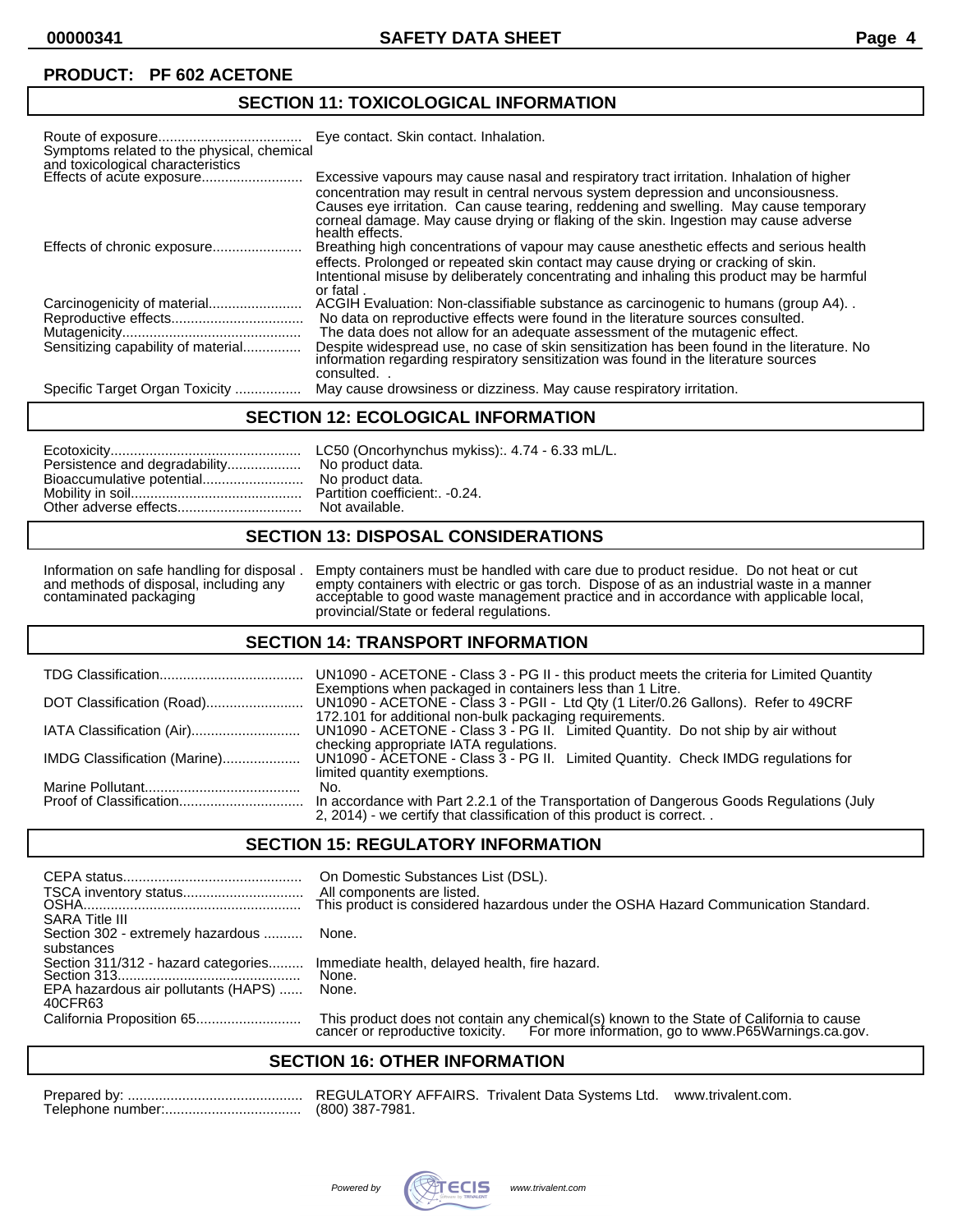**PRODUCT: PF 602 ACETONE**

## SECTION 11: TOXICOLOGICAL INFORMATION

| | |
|---|---|
| Route of exposure | Eye contact. Skin contact. Inhalation. |
| Symptoms related to the physical, chemical and toxicological characteristics | |
| Effects of acute exposure | Excessive vapours may cause nasal and respiratory tract irritation. Inhalation of higher concentration may result in central nervous system depression and unconsiousness. Causes eye irritation. Can cause tearing, reddening and swelling. May cause temporary corneal damage. May cause drying or flaking of the skin. Ingestion may cause adverse health effects. |
| Effects of chronic exposure | Breathing high concentrations of vapour may cause anesthetic effects and serious health effects. Prolonged or repeated skin contact may cause drying or cracking of skin. Intentional misuse by deliberately concentrating and inhaling this product may be harmful or fatal . |
| Carcinogenicity of material | ACGIH Evaluation: Non-classifiable substance as carcinogenic to humans (group A4). . |
| Reproductive effects | No data on reproductive effects were found in the literature sources consulted. |
| Mutagenicity | The data does not allow for an adequate assessment of the mutagenic effect. |
| Sensitizing capability of material | Despite widespread use, no case of skin sensitization has been found in the literature. No information regarding respiratory sensitization was found in the literature sources consulted. . |
| Specific Target Organ Toxicity | May cause drowsiness or dizziness. May cause respiratory irritation. |

## SECTION 12: ECOLOGICAL INFORMATION

| | |
|---|---|
| Ecotoxicity | LC50 (Oncorhynchus mykiss):. 4.74 - 6.33 mL/L. |
| Persistence and degradability | No product data. |
| Bioaccumulative potential | No product data. |
| Mobility in soil | Partition coefficient:. -0.24. |
| Other adverse effects | Not available. |

## SECTION 13: DISPOSAL CONSIDERATIONS

| | |
|---|---|
| Information on safe handling for disposal . and methods of disposal, including any contaminated packaging | Empty containers must be handled with care due to product residue. Do not heat or cut empty containers with electric or gas torch. Dispose of as an industrial waste in a manner acceptable to good waste management practice and in accordance with applicable local, provincial/State or federal regulations. |

## SECTION 14: TRANSPORT INFORMATION

| | |
|---|---|
| TDG Classification | UN1090 - ACETONE - Class 3 - PG II - this product meets the criteria for Limited Quantity Exemptions when packaged in containers less than 1 Litre. |
| DOT Classification (Road) | UN1090 - ACETONE - Class 3 - PGII - Ltd Qty (1 Liter/0.26 Gallons). Refer to 49CRF 172.101 for additional non-bulk packaging requirements. |
| IATA Classification (Air) | UN1090 - ACETONE - Class 3 - PG II. Limited Quantity. Do not ship by air without checking appropriate IATA regulations. |
| IMDG Classification (Marine) | UN1090 - ACETONE - Class 3 - PG II. Limited Quantity. Check IMDG regulations for limited quantity exemptions. |
| Marine Pollutant | No. |
| Proof of Classification | In accordance with Part 2.2.1 of the Transportation of Dangerous Goods Regulations (July 2, 2014) - we certify that classification of this product is correct. . |

## SECTION 15: REGULATORY INFORMATION

| | |
|---|---|
| CEPA status | On Domestic Substances List (DSL). |
| TSCA inventory status | All components are listed. |
| OSHA | This product is considered hazardous under the OSHA Hazard Communication Standard. |
| SARA Title III | |
| Section 302 - extremely hazardous substances | None. |
| Section 311/312 - hazard categories | Immediate health, delayed health, fire hazard. |
| Section 313 | None. |
| EPA hazardous air pollutants (HAPS) 40CFR63 | None. |
| California Proposition 65 | This product does not contain any chemical(s) known to the State of California to cause cancer or reproductive toxicity. For more information, go to www.P65Warnings.ca.gov. |

## SECTION 16: OTHER INFORMATION

| | |
|---|---|
| Prepared by: | REGULATORY AFFAIRS. Trivalent Data Systems Ltd. www.trivalent.com. |
| Telephone number: | (800) 387-7981. |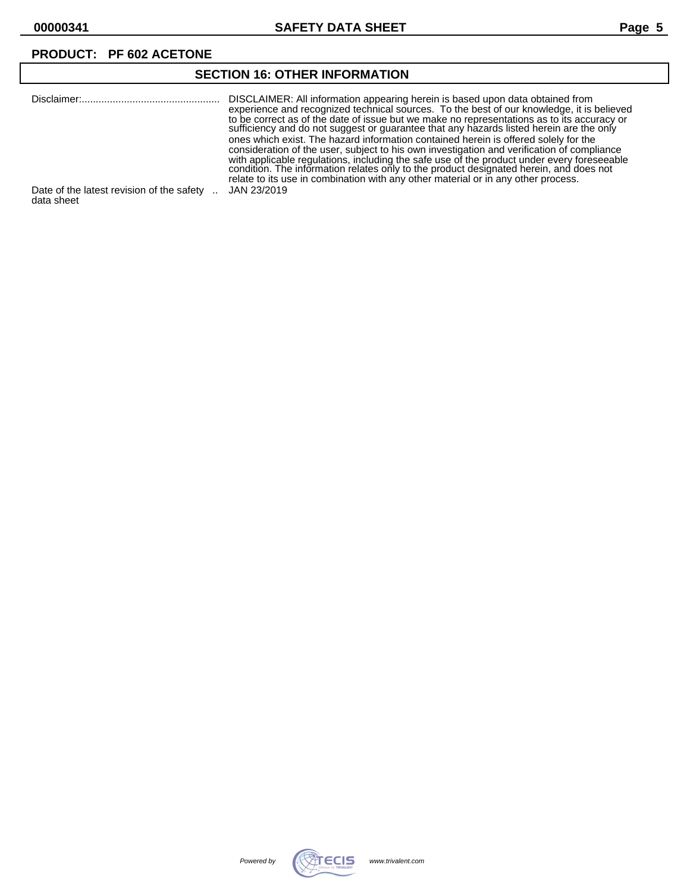**PRODUCT: PF 602 ACETONE**

## SECTION 16: OTHER INFORMATION

| | |
|---|---|
| Disclaimer:................................................ | DISCLAIMER: All information appearing herein is based upon data obtained from experience and recognized technical sources. To the best of our knowledge, it is believed to be correct as of the date of issue but we make no representations as to its accuracy or sufficiency and do not suggest or guarantee that any hazards listed herein are the only ones which exist. The hazard information contained herein is offered solely for the consideration of the user, subject to his own investigation and verification of compliance with applicable regulations, including the safe use of the product under every foreseeable condition. The information relates only to the product designated herein, and does not relate to its use in combination with any other material or in any other process. |
| Date of the latest revision of the safety .. data sheet | JAN 23/2019 |